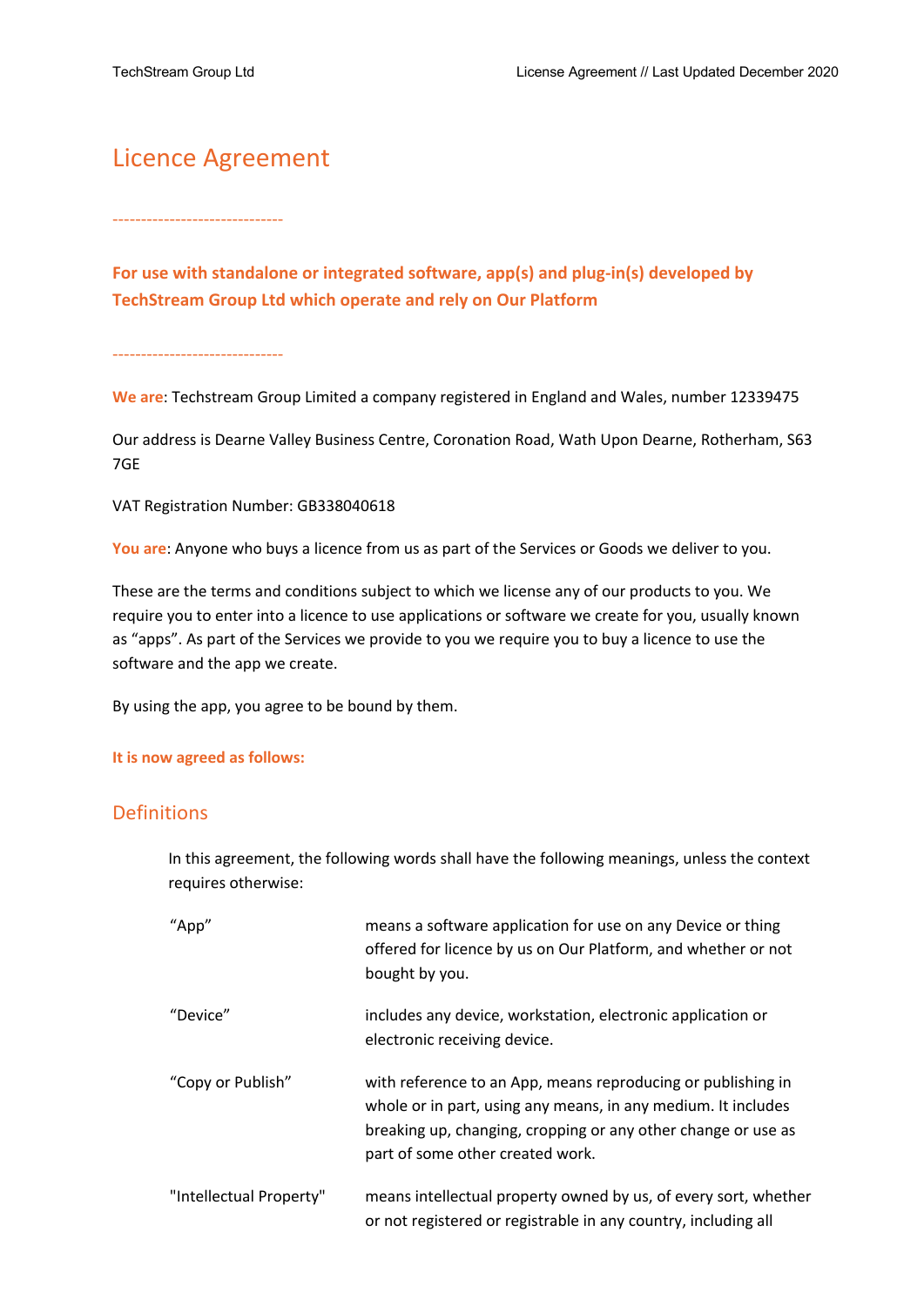# Licence Agreement

------------------------------

**For use with standalone or integrated software, app(s) and plug-in(s) developed by TechStream Group Ltd which operate and rely on Our Platform**

------------------------------

**We are**: Techstream Group Limited a company registered in England and Wales, number 12339475

Our address is Dearne Valley Business Centre, Coronation Road, Wath Upon Dearne, Rotherham, S63 7GE

VAT Registration Number: GB338040618

**You are**: Anyone who buys a licence from us as part of the Services or Goods we deliver to you.

These are the terms and conditions subject to which we license any of our products to you. We require you to enter into a licence to use applications or software we create for you, usually known as "apps". As part of the Services we provide to you we require you to buy a licence to use the software and the app we create.

By using the app, you agree to be bound by them.

**It is now agreed as follows:**

## Definitions

In this agreement, the following words shall have the following meanings, unless the context requires otherwise:

| | |
|---|---|
| "App" | means a software application for use on any Device or thing offered for licence by us on Our Platform, and whether or not bought by you. |
| "Device" | includes any device, workstation, electronic application or electronic receiving device. |
| "Copy or Publish" | with reference to an App, means reproducing or publishing in whole or in part, using any means, in any medium. It includes breaking up, changing, cropping or any other change or use as part of some other created work. |
| "Intellectual Property" | means intellectual property owned by us, of every sort, whether or not registered or registrable in any country, including all |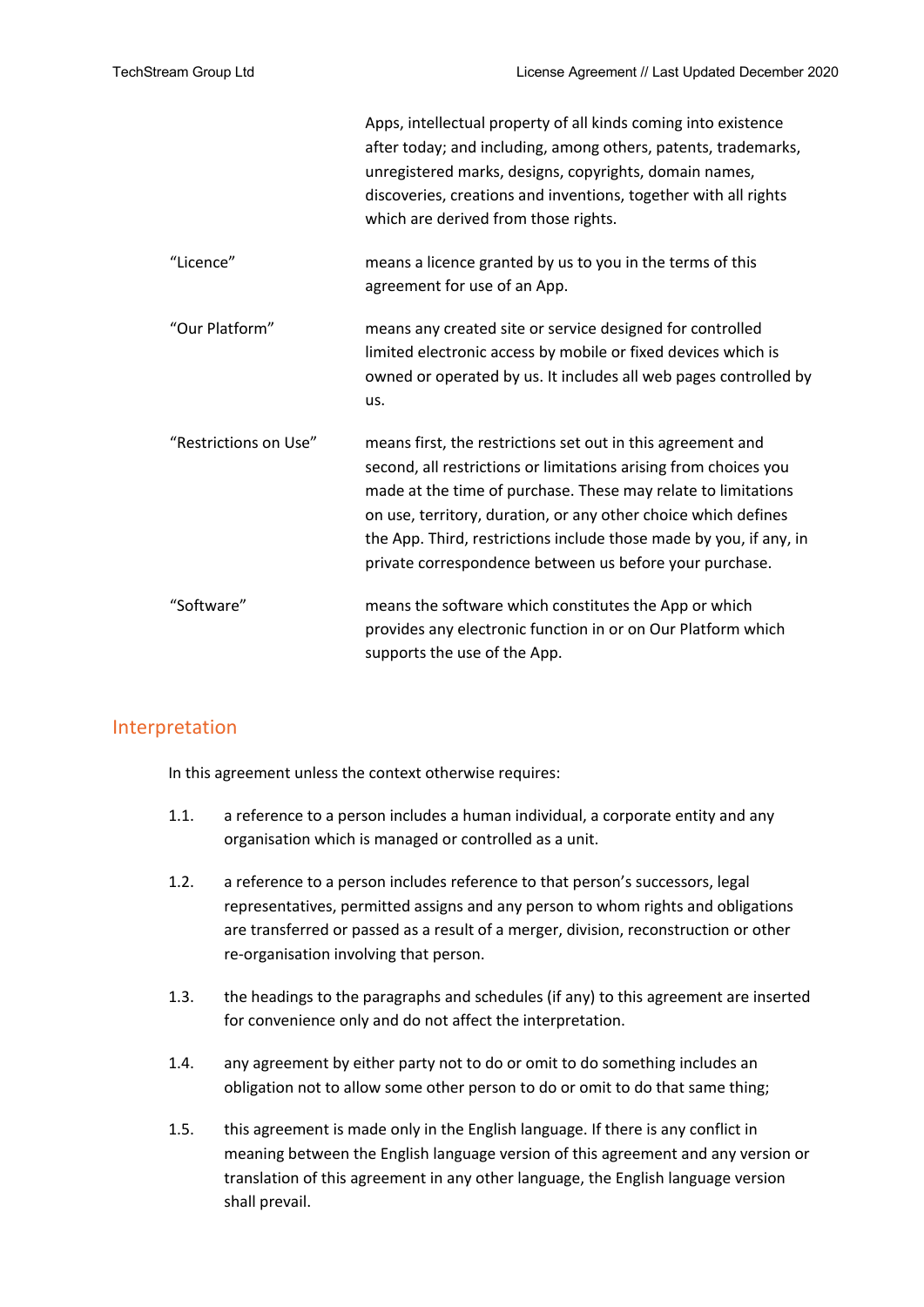| | |
|---|---|
| | Apps, intellectual property of all kinds coming into existence after today; and including, among others, patents, trademarks, unregistered marks, designs, copyrights, domain names, discoveries, creations and inventions, together with all rights which are derived from those rights. |
| "Licence" | means a licence granted by us to you in the terms of this agreement for use of an App. |
| "Our Platform" | means any created site or service designed for controlled limited electronic access by mobile or fixed devices which is owned or operated by us. It includes all web pages controlled by us. |
| "Restrictions on Use" | means first, the restrictions set out in this agreement and second, all restrictions or limitations arising from choices you made at the time of purchase. These may relate to limitations on use, territory, duration, or any other choice which defines the App. Third, restrictions include those made by you, if any, in private correspondence between us before your purchase. |
| "Software" | means the software which constitutes the App or which provides any electronic function in or on Our Platform which supports the use of the App. |

## Interpretation

In this agreement unless the context otherwise requires:

1.1. a reference to a person includes a human individual, a corporate entity and any organisation which is managed or controlled as a unit.

1.2. a reference to a person includes reference to that person's successors, legal representatives, permitted assigns and any person to whom rights and obligations are transferred or passed as a result of a merger, division, reconstruction or other re-organisation involving that person.

1.3. the headings to the paragraphs and schedules (if any) to this agreement are inserted for convenience only and do not affect the interpretation.

1.4. any agreement by either party not to do or omit to do something includes an obligation not to allow some other person to do or omit to do that same thing;

1.5. this agreement is made only in the English language. If there is any conflict in meaning between the English language version of this agreement and any version or translation of this agreement in any other language, the English language version shall prevail.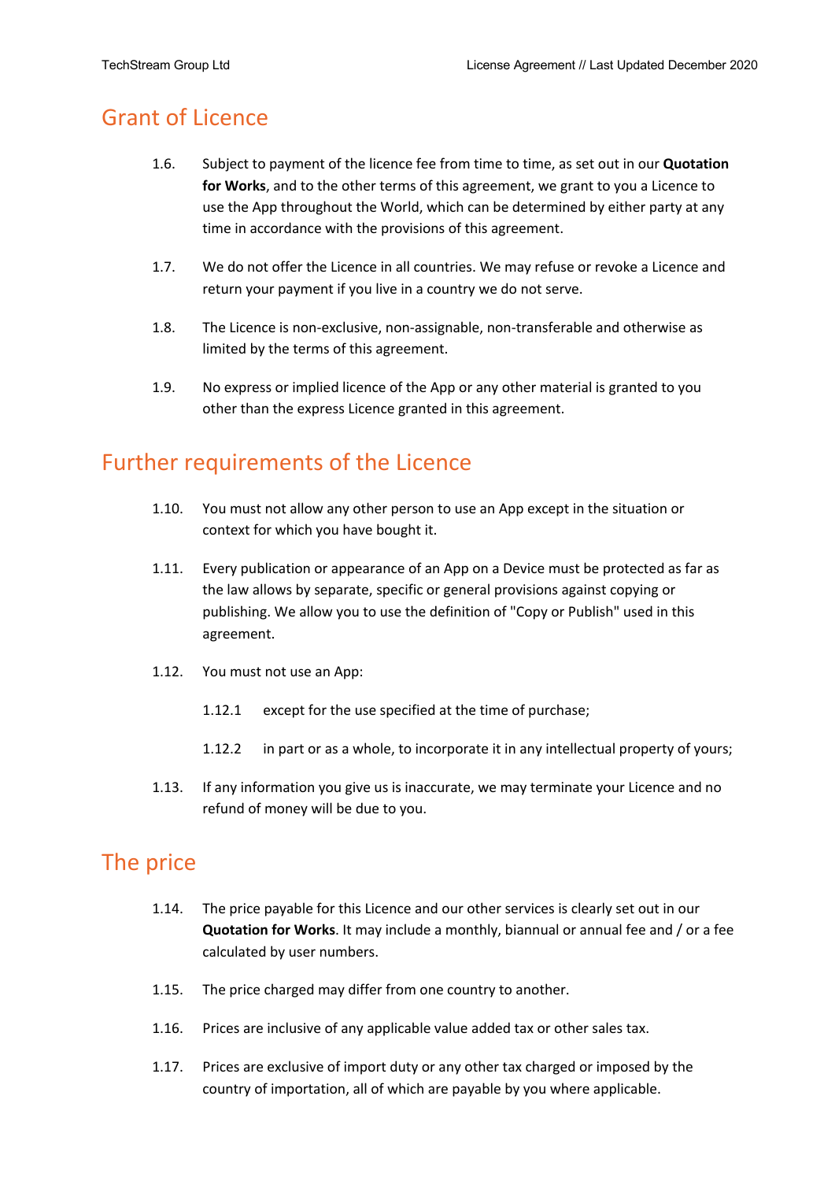## Grant of Licence

1.6. Subject to payment of the licence fee from time to time, as set out in our **Quotation for Works**, and to the other terms of this agreement, we grant to you a Licence to use the App throughout the World, which can be determined by either party at any time in accordance with the provisions of this agreement.

1.7. We do not offer the Licence in all countries. We may refuse or revoke a Licence and return your payment if you live in a country we do not serve.

1.8. The Licence is non-exclusive, non-assignable, non-transferable and otherwise as limited by the terms of this agreement.

1.9. No express or implied licence of the App or any other material is granted to you other than the express Licence granted in this agreement.

## Further requirements of the Licence

1.10. You must not allow any other person to use an App except in the situation or context for which you have bought it.

1.11. Every publication or appearance of an App on a Device must be protected as far as the law allows by separate, specific or general provisions against copying or publishing. We allow you to use the definition of "Copy or Publish" used in this agreement.

1.12. You must not use an App:

1.12.1 except for the use specified at the time of purchase;

1.12.2 in part or as a whole, to incorporate it in any intellectual property of yours;

1.13. If any information you give us is inaccurate, we may terminate your Licence and no refund of money will be due to you.

## The price

1.14. The price payable for this Licence and our other services is clearly set out in our **Quotation for Works**. It may include a monthly, biannual or annual fee and / or a fee calculated by user numbers.

1.15. The price charged may differ from one country to another.

1.16. Prices are inclusive of any applicable value added tax or other sales tax.

1.17. Prices are exclusive of import duty or any other tax charged or imposed by the country of importation, all of which are payable by you where applicable.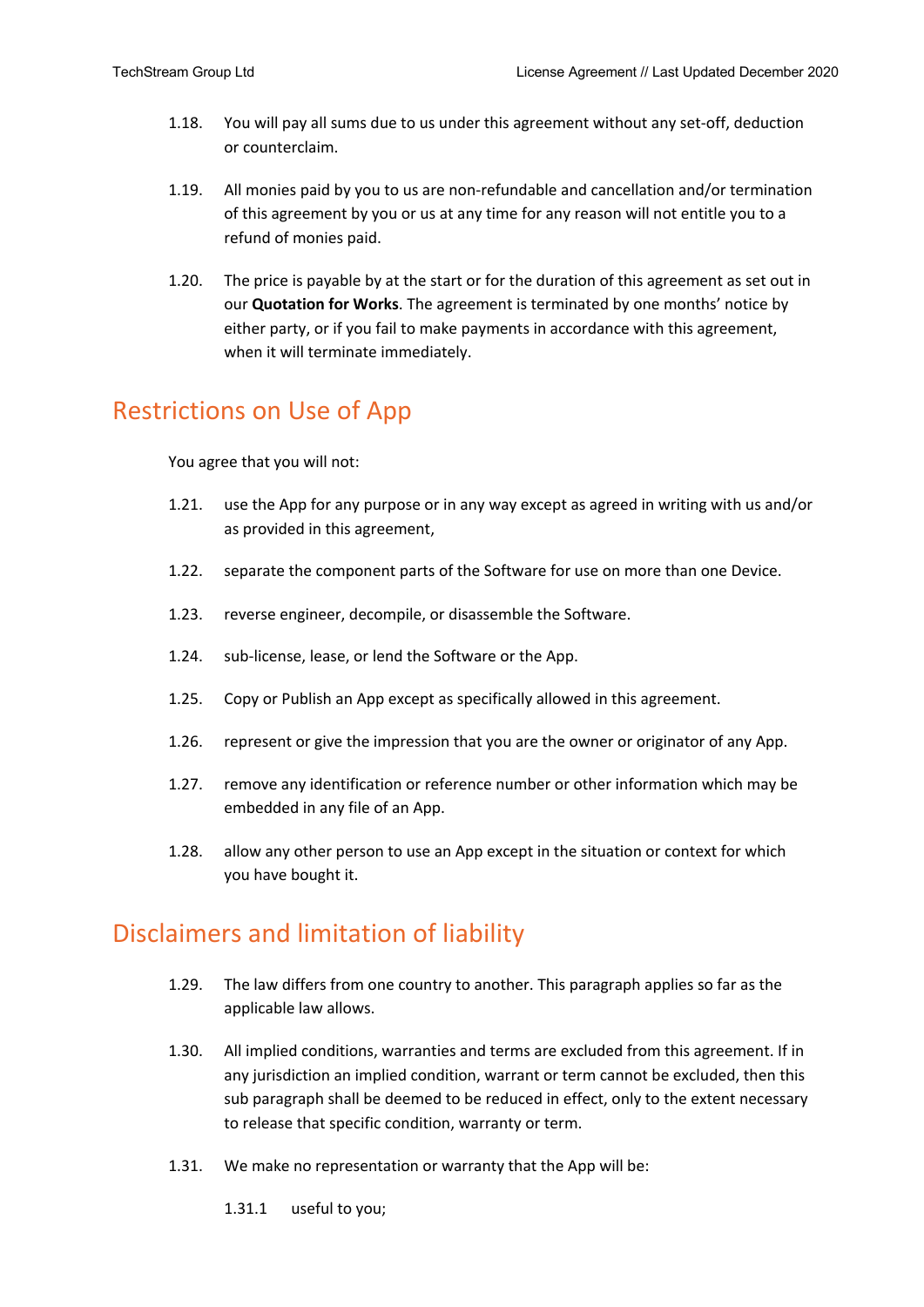1.18. You will pay all sums due to us under this agreement without any set-off, deduction or counterclaim.

1.19. All monies paid by you to us are non-refundable and cancellation and/or termination of this agreement by you or us at any time for any reason will not entitle you to a refund of monies paid.

1.20. The price is payable by at the start or for the duration of this agreement as set out in our **Quotation for Works**. The agreement is terminated by one months' notice by either party, or if you fail to make payments in accordance with this agreement, when it will terminate immediately.

## Restrictions on Use of App

You agree that you will not:

1.21. use the App for any purpose or in any way except as agreed in writing with us and/or as provided in this agreement,

1.22. separate the component parts of the Software for use on more than one Device.

1.23. reverse engineer, decompile, or disassemble the Software.

1.24. sub-license, lease, or lend the Software or the App.

1.25. Copy or Publish an App except as specifically allowed in this agreement.

1.26. represent or give the impression that you are the owner or originator of any App.

1.27. remove any identification or reference number or other information which may be embedded in any file of an App.

1.28. allow any other person to use an App except in the situation or context for which you have bought it.

## Disclaimers and limitation of liability

1.29. The law differs from one country to another. This paragraph applies so far as the applicable law allows.

1.30. All implied conditions, warranties and terms are excluded from this agreement. If in any jurisdiction an implied condition, warrant or term cannot be excluded, then this sub paragraph shall be deemed to be reduced in effect, only to the extent necessary to release that specific condition, warranty or term.

1.31. We make no representation or warranty that the App will be:

1.31.1 useful to you;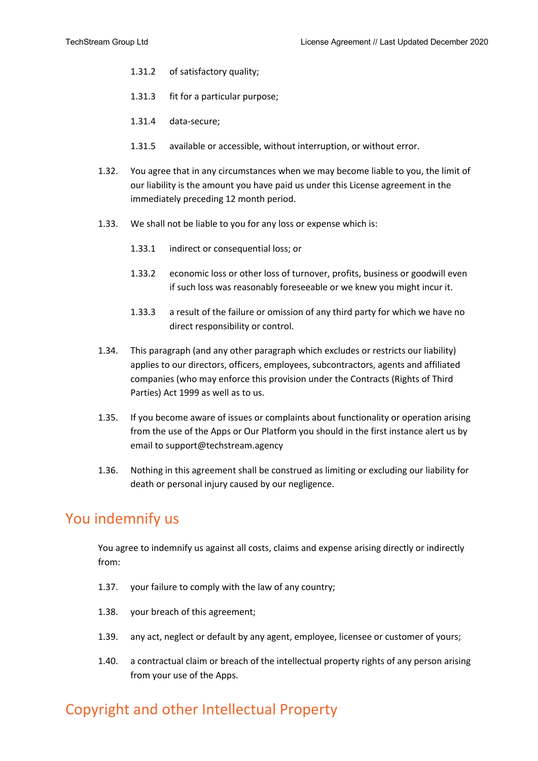1.31.2 of satisfactory quality;

1.31.3 fit for a particular purpose;

1.31.4 data-secure;

1.31.5 available or accessible, without interruption, or without error.

1.32. You agree that in any circumstances when we may become liable to you, the limit of our liability is the amount you have paid us under this License agreement in the immediately preceding 12 month period.

1.33. We shall not be liable to you for any loss or expense which is:

1.33.1 indirect or consequential loss; or

1.33.2 economic loss or other loss of turnover, profits, business or goodwill even if such loss was reasonably foreseeable or we knew you might incur it.

1.33.3 a result of the failure or omission of any third party for which we have no direct responsibility or control.

1.34. This paragraph (and any other paragraph which excludes or restricts our liability) applies to our directors, officers, employees, subcontractors, agents and affiliated companies (who may enforce this provision under the Contracts (Rights of Third Parties) Act 1999 as well as to us.

1.35. If you become aware of issues or complaints about functionality or operation arising from the use of the Apps or Our Platform you should in the first instance alert us by email to support@techstream.agency

1.36. Nothing in this agreement shall be construed as limiting or excluding our liability for death or personal injury caused by our negligence.

## You indemnify us

You agree to indemnify us against all costs, claims and expense arising directly or indirectly from:

1.37. your failure to comply with the law of any country;

1.38. your breach of this agreement;

1.39. any act, neglect or default by any agent, employee, licensee or customer of yours;

1.40. a contractual claim or breach of the intellectual property rights of any person arising from your use of the Apps.

## Copyright and other Intellectual Property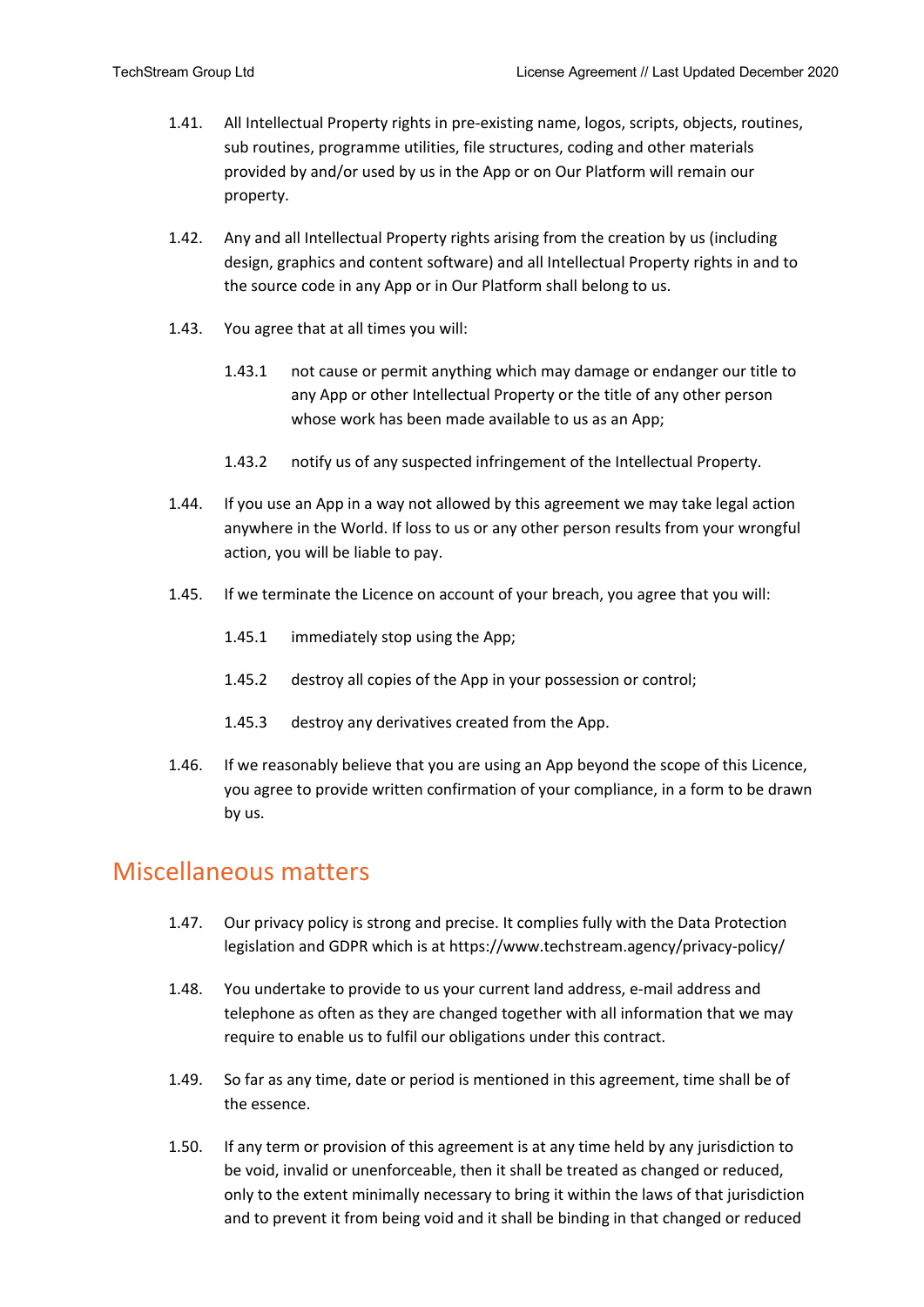1.41. All Intellectual Property rights in pre-existing name, logos, scripts, objects, routines, sub routines, programme utilities, file structures, coding and other materials provided by and/or used by us in the App or on Our Platform will remain our property.

1.42. Any and all Intellectual Property rights arising from the creation by us (including design, graphics and content software) and all Intellectual Property rights in and to the source code in any App or in Our Platform shall belong to us.

1.43. You agree that at all times you will:

  1.43.1 not cause or permit anything which may damage or endanger our title to any App or other Intellectual Property or the title of any other person whose work has been made available to us as an App;

  1.43.2 notify us of any suspected infringement of the Intellectual Property.

1.44. If you use an App in a way not allowed by this agreement we may take legal action anywhere in the World. If loss to us or any other person results from your wrongful action, you will be liable to pay.

1.45. If we terminate the Licence on account of your breach, you agree that you will:

  1.45.1 immediately stop using the App;

  1.45.2 destroy all copies of the App in your possession or control;

  1.45.3 destroy any derivatives created from the App.

1.46. If we reasonably believe that you are using an App beyond the scope of this Licence, you agree to provide written confirmation of your compliance, in a form to be drawn by us.

## Miscellaneous matters

1.47. Our privacy policy is strong and precise. It complies fully with the Data Protection legislation and GDPR which is at https://www.techstream.agency/privacy-policy/

1.48. You undertake to provide to us your current land address, e-mail address and telephone as often as they are changed together with all information that we may require to enable us to fulfil our obligations under this contract.

1.49. So far as any time, date or period is mentioned in this agreement, time shall be of the essence.

1.50. If any term or provision of this agreement is at any time held by any jurisdiction to be void, invalid or unenforceable, then it shall be treated as changed or reduced, only to the extent minimally necessary to bring it within the laws of that jurisdiction and to prevent it from being void and it shall be binding in that changed or reduced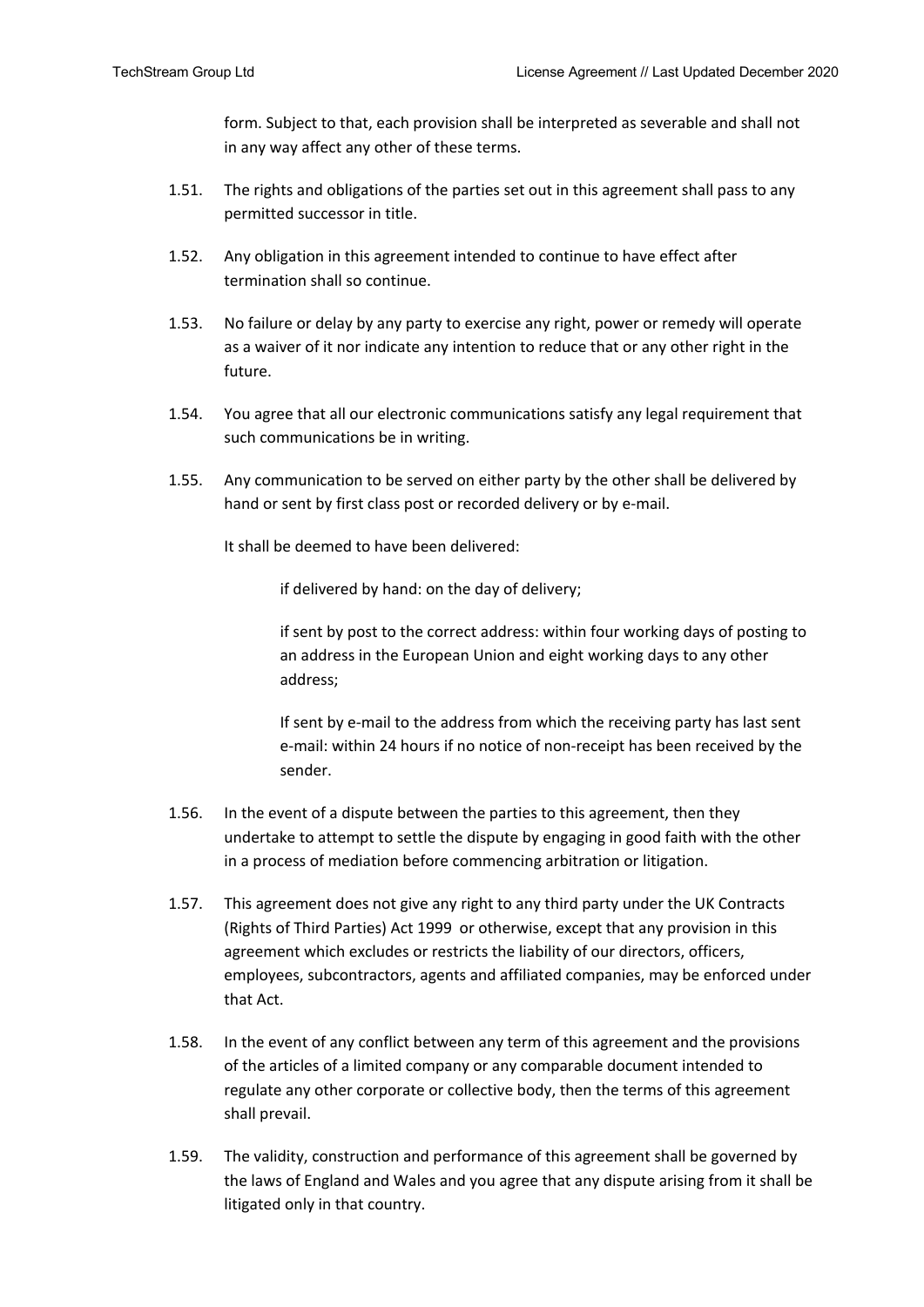form. Subject to that, each provision shall be interpreted as severable and shall not in any way affect any other of these terms.

1.51. The rights and obligations of the parties set out in this agreement shall pass to any permitted successor in title.

1.52. Any obligation in this agreement intended to continue to have effect after termination shall so continue.

1.53. No failure or delay by any party to exercise any right, power or remedy will operate as a waiver of it nor indicate any intention to reduce that or any other right in the future.

1.54. You agree that all our electronic communications satisfy any legal requirement that such communications be in writing.

1.55. Any communication to be served on either party by the other shall be delivered by hand or sent by first class post or recorded delivery or by e-mail.

It shall be deemed to have been delivered:

if delivered by hand: on the day of delivery;

if sent by post to the correct address: within four working days of posting to an address in the European Union and eight working days to any other address;

If sent by e-mail to the address from which the receiving party has last sent e-mail: within 24 hours if no notice of non-receipt has been received by the sender.

1.56. In the event of a dispute between the parties to this agreement, then they undertake to attempt to settle the dispute by engaging in good faith with the other in a process of mediation before commencing arbitration or litigation.

1.57. This agreement does not give any right to any third party under the UK Contracts (Rights of Third Parties) Act 1999 or otherwise, except that any provision in this agreement which excludes or restricts the liability of our directors, officers, employees, subcontractors, agents and affiliated companies, may be enforced under that Act.

1.58. In the event of any conflict between any term of this agreement and the provisions of the articles of a limited company or any comparable document intended to regulate any other corporate or collective body, then the terms of this agreement shall prevail.

1.59. The validity, construction and performance of this agreement shall be governed by the laws of England and Wales and you agree that any dispute arising from it shall be litigated only in that country.